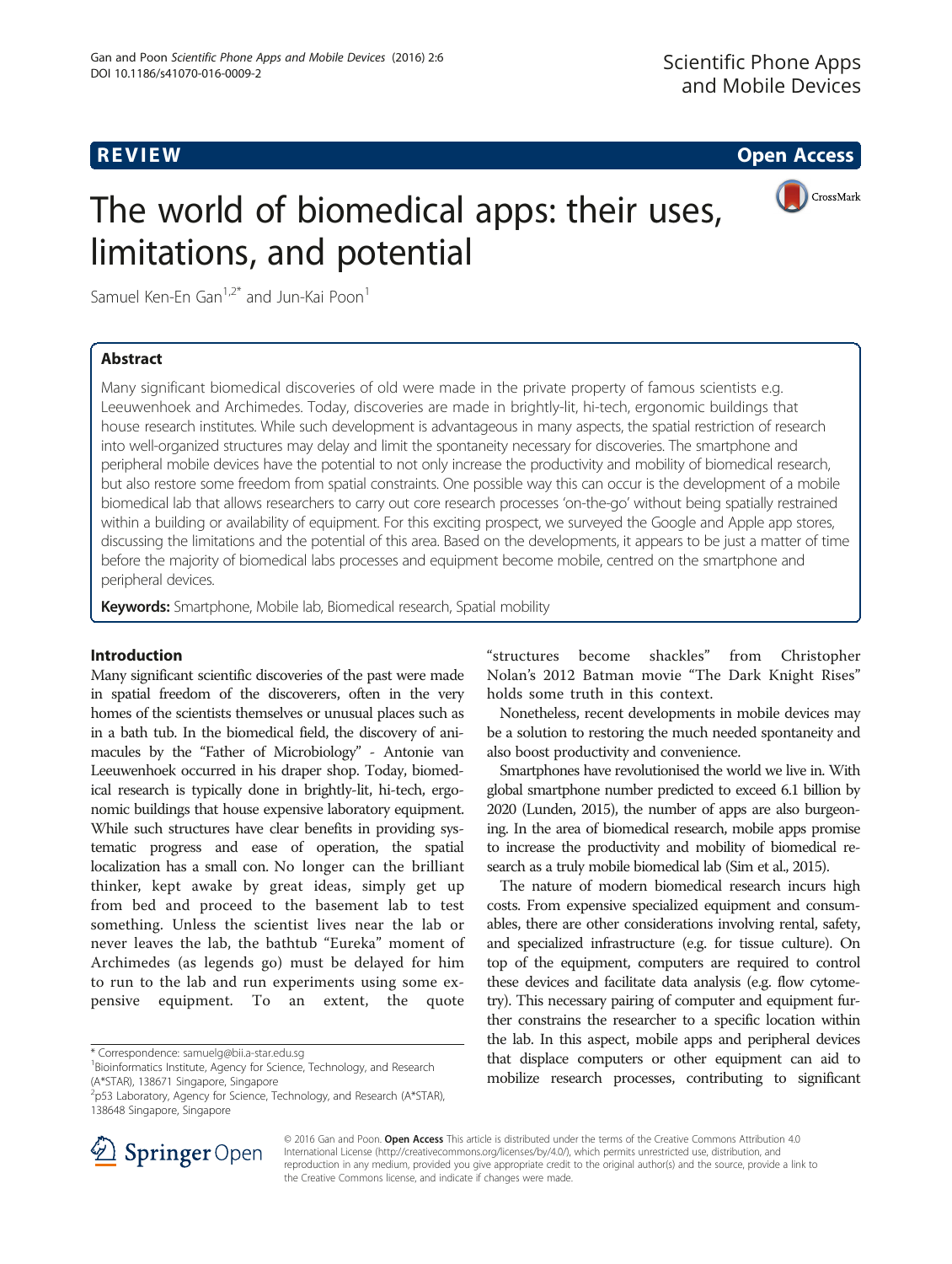**REVIEW** **Open Access**

# The world of biomedical apps: their uses, limitations, and potential

Samuel Ken-En Gan[1,2*] and Jun-Kai Poon[1]

## Abstract

Many significant biomedical discoveries of old were made in the private property of famous scientists e.g. Leeuwenhoek and Archimedes. Today, discoveries are made in brightly-lit, hi-tech, ergonomic buildings that house research institutes. While such development is advantageous in many aspects, the spatial restriction of research into well-organized structures may delay and limit the spontaneity necessary for discoveries. The smartphone and peripheral mobile devices have the potential to not only increase the productivity and mobility of biomedical research, but also restore some freedom from spatial constraints. One possible way this can occur is the development of a mobile biomedical lab that allows researchers to carry out core research processes 'on-the-go' without being spatially restrained within a building or availability of equipment. For this exciting prospect, we surveyed the Google and Apple app stores, discussing the limitations and the potential of this area. Based on the developments, it appears to be just a matter of time before the majority of biomedical labs processes and equipment become mobile, centred on the smartphone and peripheral devices.

**Keywords:** Smartphone, Mobile lab, Biomedical research, Spatial mobility

## Introduction

Many significant scientific discoveries of the past were made in spatial freedom of the discoverers, often in the very homes of the scientists themselves or unusual places such as in a bath tub. In the biomedical field, the discovery of animacules by the "Father of Microbiology" - Antonie van Leeuwenhoek occurred in his draper shop. Today, biomedical research is typically done in brightly-lit, hi-tech, ergonomic buildings that house expensive laboratory equipment. While such structures have clear benefits in providing systematic progress and ease of operation, the spatial localization has a small con. No longer can the brilliant thinker, kept awake by great ideas, simply get up from bed and proceed to the basement lab to test something. Unless the scientist lives near the lab or never leaves the lab, the bathtub "Eureka" moment of Archimedes (as legends go) must be delayed for him to run to the lab and run experiments using some expensive equipment. To an extent, the quote "structures become shackles" from Christopher Nolan's 2012 Batman movie "The Dark Knight Rises" holds some truth in this context.

Nonetheless, recent developments in mobile devices may be a solution to restoring the much needed spontaneity and also boost productivity and convenience.

Smartphones have revolutionised the world we live in. With global smartphone number predicted to exceed 6.1 billion by 2020 (Lunden, 2015), the number of apps are also burgeoning. In the area of biomedical research, mobile apps promise to increase the productivity and mobility of biomedical research as a truly mobile biomedical lab (Sim et al., 2015).

The nature of modern biomedical research incurs high costs. From expensive specialized equipment and consumables, there are other considerations involving rental, safety, and specialized infrastructure (e.g. for tissue culture). On top of the equipment, computers are required to control these devices and facilitate data analysis (e.g. flow cytometry). This necessary pairing of computer and equipment further constrains the researcher to a specific location within the lab. In this aspect, mobile apps and peripheral devices that displace computers or other equipment can aid to mobilize research processes, contributing to significant

\* Correspondence: samuelg@bii.a-star.edu.sg
[1]Bioinformatics Institute, Agency for Science, Technology, and Research (A*STAR), 138671 Singapore, Singapore
[2]p53 Laboratory, Agency for Science, Technology, and Research (A*STAR), 138648 Singapore, Singapore

© 2016 Gan and Poon. **Open Access** This article is distributed under the terms of the Creative Commons Attribution 4.0 International License (http://creativecommons.org/licenses/by/4.0/), which permits unrestricted use, distribution, and reproduction in any medium, provided you give appropriate credit to the original author(s) and the source, provide a link to the Creative Commons license, and indicate if changes were made.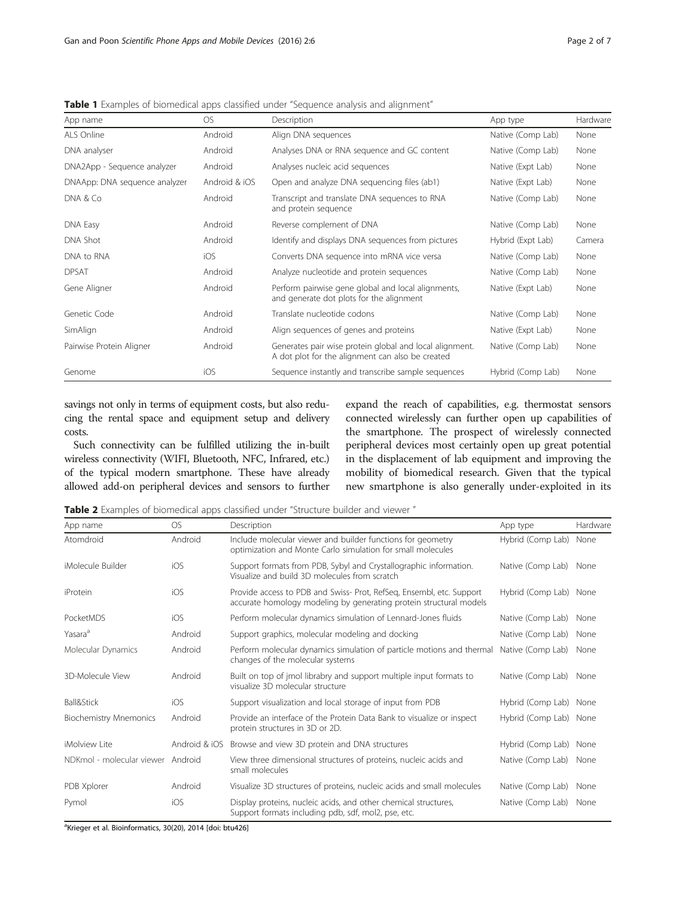**Table 1** Examples of biomedical apps classified under "Sequence analysis and alignment"

| App name | OS | Description | App type | Hardware |
| --- | --- | --- | --- | --- |
| ALS Online | Android | Align DNA sequences | Native (Comp Lab) | None |
| DNA analyser | Android | Analyses DNA or RNA sequence and GC content | Native (Comp Lab) | None |
| DNA2App - Sequence analyzer | Android | Analyses nucleic acid sequences | Native (Expt Lab) | None |
| DNAApp: DNA sequence analyzer | Android & iOS | Open and analyze DNA sequencing files (ab1) | Native (Expt Lab) | None |
| DNA & Co | Android | Transcript and translate DNA sequences to RNA and protein sequence | Native (Comp Lab) | None |
| DNA Easy | Android | Reverse complement of DNA | Native (Comp Lab) | None |
| DNA Shot | Android | Identify and displays DNA sequences from pictures | Hybrid (Expt Lab) | Camera |
| DNA to RNA | iOS | Converts DNA sequence into mRNA vice versa | Native (Comp Lab) | None |
| DPSAT | Android | Analyze nucleotide and protein sequences | Native (Comp Lab) | None |
| Gene Aligner | Android | Perform pairwise gene global and local alignments, and generate dot plots for the alignment | Native (Expt Lab) | None |
| Genetic Code | Android | Translate nucleotide codons | Native (Comp Lab) | None |
| SimAlign | Android | Align sequences of genes and proteins | Native (Expt Lab) | None |
| Pairwise Protein Aligner | Android | Generates pair wise protein global and local alignment. A dot plot for the alignment can also be created | Native (Comp Lab) | None |
| Genome | iOS | Sequence instantly and transcribe sample sequences | Hybrid (Comp Lab) | None |

savings not only in terms of equipment costs, but also reducing the rental space and equipment setup and delivery costs.

Such connectivity can be fulfilled utilizing the in-built wireless connectivity (WIFI, Bluetooth, NFC, Infrared, etc.) of the typical modern smartphone. These have already allowed add-on peripheral devices and sensors to further expand the reach of capabilities, e.g. thermostat sensors connected wirelessly can further open up capabilities of the smartphone. The prospect of wirelessly connected peripheral devices most certainly open up great potential in the displacement of lab equipment and improving the mobility of biomedical research. Given that the typical new smartphone is also generally under-exploited in its

**Table 2** Examples of biomedical apps classified under "Structure builder and viewer "

| App name | OS | Description | App type | Hardware |
| --- | --- | --- | --- | --- |
| Atomdroid | Android | Include molecular viewer and builder functions for geometry optimization and Monte Carlo simulation for small molecules | Hybrid (Comp Lab) | None |
| iMolecule Builder | iOS | Support formats from PDB, Sybyl and Crystallographic information. Visualize and build 3D molecules from scratch | Native (Comp Lab) | None |
| iProtein | iOS | Provide access to PDB and Swiss- Prot, RefSeq, Ensembl, etc. Support accurate homology modeling by generating protein structural models | Hybrid (Comp Lab) | None |
| PocketMDS | iOS | Perform molecular dynamics simulation of Lennard-Jones fluids | Native (Comp Lab) | None |
| Yasara[a] | Android | Support graphics, molecular modeling and docking | Native (Comp Lab) | None |
| Molecular Dynamics | Android | Perform molecular dynamics simulation of particle motions and thermal changes of the molecular systems | Native (Comp Lab) | None |
| 3D-Molecule View | Android | Built on top of jmol librabry and support multiple input formats to visualize 3D molecular structure | Native (Comp Lab) | None |
| Ball&Stick | iOS | Support visualization and local storage of input from PDB | Hybrid (Comp Lab) | None |
| Biochemistry Mnemonics | Android | Provide an interface of the Protein Data Bank to visualize or inspect protein structures in 3D or 2D. | Hybrid (Comp Lab) | None |
| iMolview Lite | Android & iOS | Browse and view 3D protein and DNA structures | Hybrid (Comp Lab) | None |
| NDKmol - molecular viewer | Android | View three dimensional structures of proteins, nucleic acids and small molecules | Native (Comp Lab) | None |
| PDB Xplorer | Android | Visualize 3D structures of proteins, nucleic acids and small molecules | Native (Comp Lab) | None |
| Pymol | iOS | Display proteins, nucleic acids, and other chemical structures, Support formats including pdb, sdf, mol2, pse, etc. | Native (Comp Lab) | None |

[a]Krieger et al. Bioinformatics, 30(20), 2014 [doi: btu426]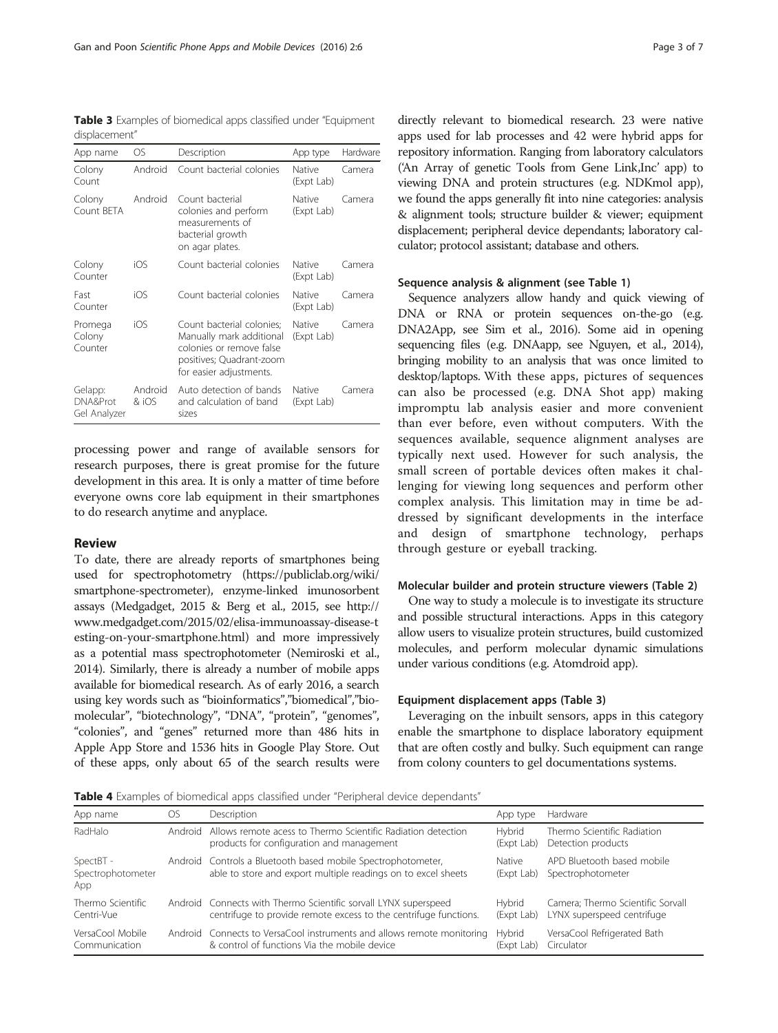**Table 3** Examples of biomedical apps classified under "Equipment displacement"

| App name | OS | Description | App type | Hardware |
|---|---|---|---|---|
| Colony Count | Android | Count bacterial colonies | Native (Expt Lab) | Camera |
| Colony Count BETA | Android | Count bacterial colonies and perform measurements of bacterial growth on agar plates. | Native (Expt Lab) | Camera |
| Colony Counter | iOS | Count bacterial colonies | Native (Expt Lab) | Camera |
| Fast Counter | iOS | Count bacterial colonies | Native (Expt Lab) | Camera |
| Promega Colony Counter | iOS | Count bacterial colonies; Manually mark additional colonies or remove false positives; Quadrant-zoom for easier adjustments. | Native (Expt Lab) | Camera |
| Gelapp: DNA&Prot Gel Analyzer | Android & iOS | Auto detection of bands and calculation of band sizes | Native (Expt Lab) | Camera |

processing power and range of available sensors for research purposes, there is great promise for the future development in this area. It is only a matter of time before everyone owns core lab equipment in their smartphones to do research anytime and anyplace.

## Review

To date, there are already reports of smartphones being used for spectrophotometry (https://publiclab.org/wiki/smartphone-spectrometer), enzyme-linked imunosorbent assays (Medgadget, 2015 & Berg et al., 2015, see http://www.medgadget.com/2015/02/elisa-immunoassay-disease-testing-on-your-smartphone.html) and more impressively as a potential mass spectrophotometer (Nemiroski et al., 2014). Similarly, there is already a number of mobile apps available for biomedical research. As of early 2016, a search using key words such as "bioinformatics","biomedical","biomolecular", "biotechnology", "DNA", "protein", "genomes", "colonies", and "genes" returned more than 486 hits in Apple App Store and 1536 hits in Google Play Store. Out of these apps, only about 65 of the search results were directly relevant to biomedical research. 23 were native apps used for lab processes and 42 were hybrid apps for repository information. Ranging from laboratory calculators ('An Array of genetic Tools from Gene Link,Inc' app) to viewing DNA and protein structures (e.g. NDKmol app), we found the apps generally fit into nine categories: analysis & alignment tools; structure builder & viewer; equipment displacement; peripheral device dependants; laboratory calculator; protocol assistant; database and others.

### Sequence analysis & alignment (see Table 1)

Sequence analyzers allow handy and quick viewing of DNA or RNA or protein sequences on-the-go (e.g. DNA2App, see Sim et al., 2016). Some aid in opening sequencing files (e.g. DNAapp, see Nguyen, et al., 2014), bringing mobility to an analysis that was once limited to desktop/laptops. With these apps, pictures of sequences can also be processed (e.g. DNA Shot app) making impromptu lab analysis easier and more convenient than ever before, even without computers. With the sequences available, sequence alignment analyses are typically next used. However for such analysis, the small screen of portable devices often makes it challenging for viewing long sequences and perform other complex analysis. This limitation may in time be addressed by significant developments in the interface and design of smartphone technology, perhaps through gesture or eyeball tracking.

### Molecular builder and protein structure viewers (Table 2)

One way to study a molecule is to investigate its structure and possible structural interactions. Apps in this category allow users to visualize protein structures, build customized molecules, and perform molecular dynamic simulations under various conditions (e.g. Atomdroid app).

### Equipment displacement apps (Table 3)

Leveraging on the inbuilt sensors, apps in this category enable the smartphone to displace laboratory equipment that are often costly and bulky. Such equipment can range from colony counters to gel documentations systems.

**Table 4** Examples of biomedical apps classified under "Peripheral device dependants"

| App name | OS | Description | App type | Hardware |
|---|---|---|---|---|
| RadHalo | Android | Allows remote acess to Thermo Scientific Radiation detection products for configuration and management | Hybrid (Expt Lab) | Thermo Scientific Radiation Detection products |
| SpectBT - Spectrophotometer App | Android | Controls a Bluetooth based mobile Spectrophotometer, able to store and export multiple readings on to excel sheets | Native (Expt Lab) | APD Bluetooth based mobile Spectrophotometer |
| Thermo Scientific Centri-Vue | Android | Connects with Thermo Scientific sorvall LYNX superspeed centrifuge to provide remote excess to the centrifuge functions. | Hybrid (Expt Lab) | Camera; Thermo Scientific Sorvall LYNX superspeed centrifuge |
| VersaCool Mobile Communication | Android | Connects to VersaCool instruments and allows remote monitoring & control of functions Via the mobile device | Hybrid (Expt Lab) | VersaCool Refrigerated Bath Circulator |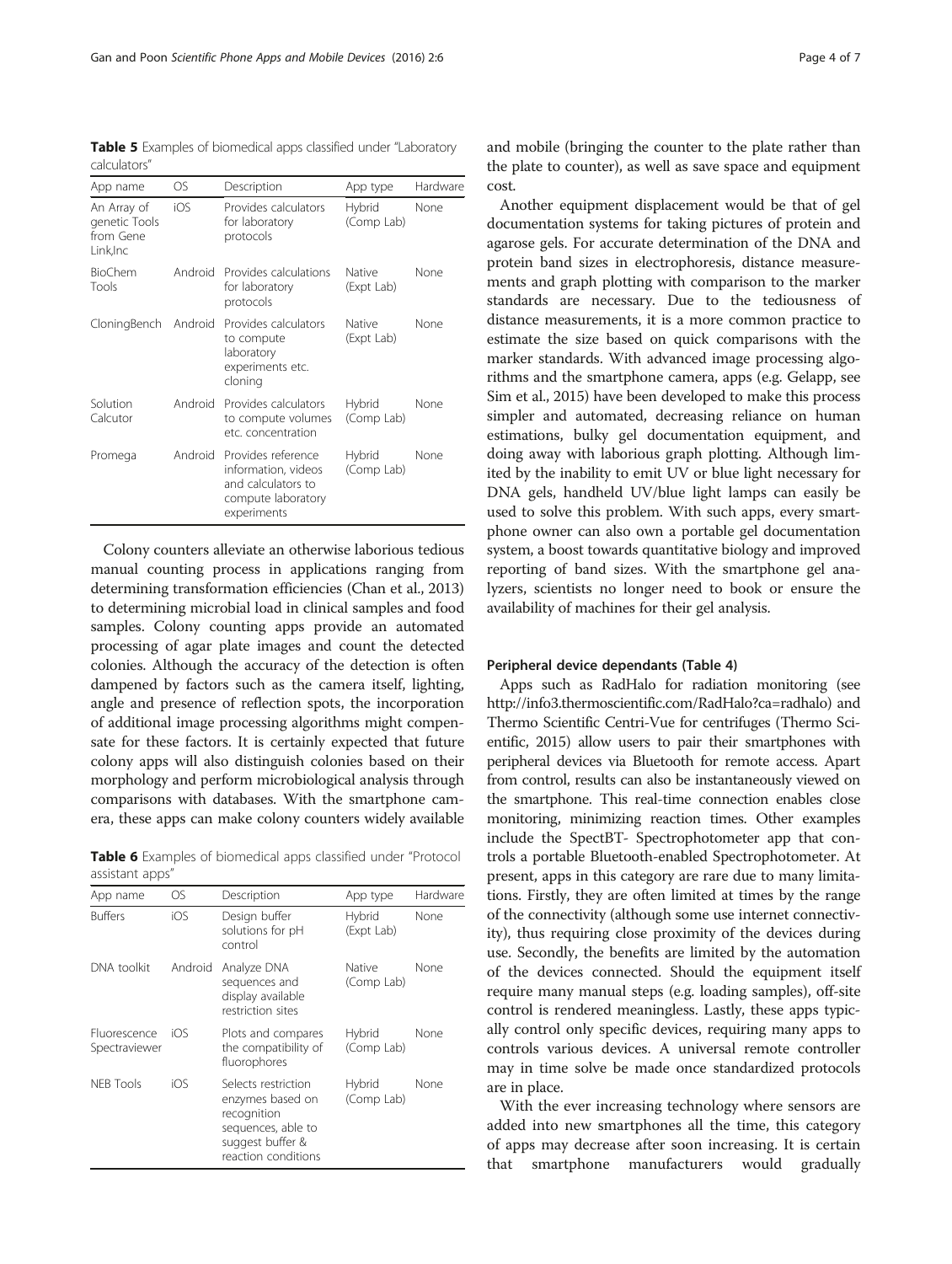**Table 5** Examples of biomedical apps classified under "Laboratory calculators"

| App name | OS | Description | App type | Hardware |
|---|---|---|---|---|
| An Array of genetic Tools from Gene Link,Inc | iOS | Provides calculators for laboratory protocols | Hybrid (Comp Lab) | None |
| BioChem Tools | Android | Provides calculations for laboratory protocols | Native (Expt Lab) | None |
| CloningBench | Android | Provides calculators to compute laboratory experiments etc. cloning | Native (Expt Lab) | None |
| Solution Calcutor | Android | Provides calculators to compute volumes etc. concentration | Hybrid (Comp Lab) | None |
| Promega | Android | Provides reference information, videos and calculators to compute laboratory experiments | Hybrid (Comp Lab) | None |

Colony counters alleviate an otherwise laborious tedious manual counting process in applications ranging from determining transformation efficiencies (Chan et al., 2013) to determining microbial load in clinical samples and food samples. Colony counting apps provide an automated processing of agar plate images and count the detected colonies. Although the accuracy of the detection is often dampened by factors such as the camera itself, lighting, angle and presence of reflection spots, the incorporation of additional image processing algorithms might compensate for these factors. It is certainly expected that future colony apps will also distinguish colonies based on their morphology and perform microbiological analysis through comparisons with databases. With the smartphone camera, these apps can make colony counters widely available and mobile (bringing the counter to the plate rather than the plate to counter), as well as save space and equipment cost.

**Table 6** Examples of biomedical apps classified under "Protocol assistant apps"

| App name | OS | Description | App type | Hardware |
|---|---|---|---|---|
| Buffers | iOS | Design buffer solutions for pH control | Hybrid (Expt Lab) | None |
| DNA toolkit | Android | Analyze DNA sequences and display available restriction sites | Native (Comp Lab) | None |
| Fluorescence Spectraviewer | iOS | Plots and compares the compatibility of fluorophores | Hybrid (Comp Lab) | None |
| NEB Tools | iOS | Selects restriction enzymes based on recognition sequences, able to suggest buffer & reaction conditions | Hybrid (Comp Lab) | None |

Another equipment displacement would be that of gel documentation systems for taking pictures of protein and agarose gels. For accurate determination of the DNA and protein band sizes in electrophoresis, distance measurements and graph plotting with comparison to the marker standards are necessary. Due to the tediousness of distance measurements, it is a more common practice to estimate the size based on quick comparisons with the marker standards. With advanced image processing algorithms and the smartphone camera, apps (e.g. Gelapp, see Sim et al., 2015) have been developed to make this process simpler and automated, decreasing reliance on human estimations, bulky gel documentation equipment, and doing away with laborious graph plotting. Although limited by the inability to emit UV or blue light necessary for DNA gels, handheld UV/blue light lamps can easily be used to solve this problem. With such apps, every smartphone owner can also own a portable gel documentation system, a boost towards quantitative biology and improved reporting of band sizes. With the smartphone gel analyzers, scientists no longer need to book or ensure the availability of machines for their gel analysis.

#### Peripheral device dependants (Table 4)

Apps such as RadHalo for radiation monitoring (see http://info3.thermoscientific.com/RadHalo?ca=radhalo) and Thermo Scientific Centri-Vue for centrifuges (Thermo Scientific, 2015) allow users to pair their smartphones with peripheral devices via Bluetooth for remote access. Apart from control, results can also be instantaneously viewed on the smartphone. This real-time connection enables close monitoring, minimizing reaction times. Other examples include the SpectBT- Spectrophotometer app that controls a portable Bluetooth-enabled Spectrophotometer. At present, apps in this category are rare due to many limitations. Firstly, they are often limited at times by the range of the connectivity (although some use internet connectivity), thus requiring close proximity of the devices during use. Secondly, the benefits are limited by the automation of the devices connected. Should the equipment itself require many manual steps (e.g. loading samples), off-site control is rendered meaningless. Lastly, these apps typically control only specific devices, requiring many apps to controls various devices. A universal remote controller may in time solve be made once standardized protocols are in place.

With the ever increasing technology where sensors are added into new smartphones all the time, this category of apps may decrease after soon increasing. It is certain that smartphone manufacturers would gradually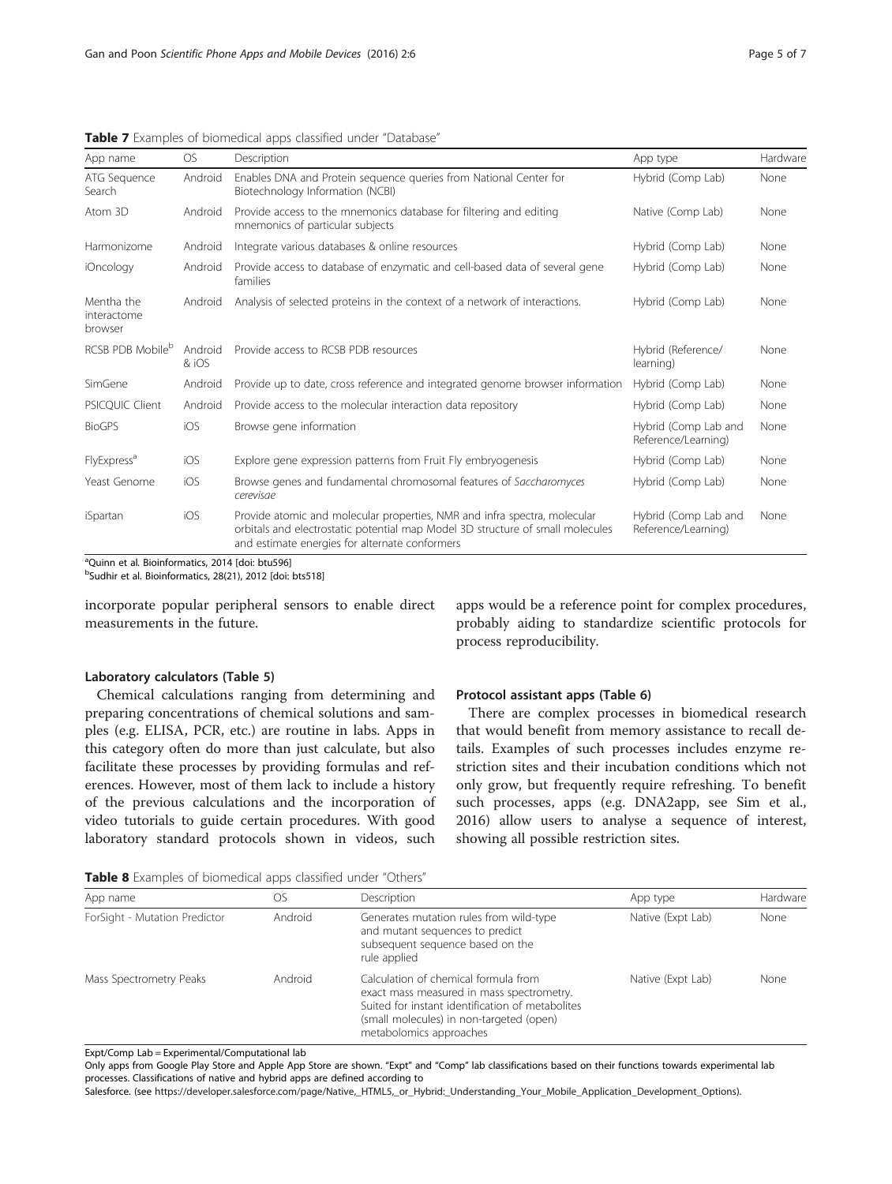**Table 7** Examples of biomedical apps classified under "Database"

| App name | OS | Description | App type | Hardware |
| --- | --- | --- | --- | --- |
| ATG Sequence Search | Android | Enables DNA and Protein sequence queries from National Center for Biotechnology Information (NCBI) | Hybrid (Comp Lab) | None |
| Atom 3D | Android | Provide access to the mnemonics database for filtering and editing mnemonics of particular subjects | Native (Comp Lab) | None |
| Harmonizome | Android | Integrate various databases & online resources | Hybrid (Comp Lab) | None |
| iOncology | Android | Provide access to database of enzymatic and cell-based data of several gene families | Hybrid (Comp Lab) | None |
| Mentha the interactome browser | Android | Analysis of selected proteins in the context of a network of interactions. | Hybrid (Comp Lab) | None |
| RCSB PDB Mobile[b] | Android & iOS | Provide access to RCSB PDB resources | Hybrid (Reference/ learning) | None |
| SimGene | Android | Provide up to date, cross reference and integrated genome browser information | Hybrid (Comp Lab) | None |
| PSICQUIC Client | Android | Provide access to the molecular interaction data repository | Hybrid (Comp Lab) | None |
| BioGPS | iOS | Browse gene information | Hybrid (Comp Lab and Reference/Learning) | None |
| FlyExpress[a] | iOS | Explore gene expression patterns from Fruit Fly embryogenesis | Hybrid (Comp Lab) | None |
| Yeast Genome | iOS | Browse genes and fundamental chromosomal features of *Saccharomyces cerevisae* | Hybrid (Comp Lab) | None |
| iSpartan | iOS | Provide atomic and molecular properties, NMR and infra spectra, molecular orbitals and electrostatic potential map Model 3D structure of small molecules and estimate energies for alternate conformers | Hybrid (Comp Lab and Reference/Learning) | None |

[a]Quinn et al. Bioinformatics, 2014 [doi: btu596]
[b]Sudhir et al. Bioinformatics, 28(21), 2012 [doi: bts518]

incorporate popular peripheral sensors to enable direct measurements in the future.

### Laboratory calculators (Table 5)

Chemical calculations ranging from determining and preparing concentrations of chemical solutions and samples (e.g. ELISA, PCR, etc.) are routine in labs. Apps in this category often do more than just calculate, but also facilitate these processes by providing formulas and references. However, most of them lack to include a history of the previous calculations and the incorporation of video tutorials to guide certain procedures. With good laboratory standard protocols shown in videos, such apps would be a reference point for complex procedures, probably aiding to standardize scientific protocols for process reproducibility.

### Protocol assistant apps (Table 6)

There are complex processes in biomedical research that would benefit from memory assistance to recall details. Examples of such processes includes enzyme restriction sites and their incubation conditions which not only grow, but frequently require refreshing. To benefit such processes, apps (e.g. DNA2app, see Sim et al., 2016) allow users to analyse a sequence of interest, showing all possible restriction sites.

**Table 8** Examples of biomedical apps classified under "Others"

| App name | OS | Description | App type | Hardware |
| --- | --- | --- | --- | --- |
| ForSight - Mutation Predictor | Android | Generates mutation rules from wild-type and mutant sequences to predict subsequent sequence based on the rule applied | Native (Expt Lab) | None |
| Mass Spectrometry Peaks | Android | Calculation of chemical formula from exact mass measured in mass spectrometry. Suited for instant identification of metabolites (small molecules) in non-targeted (open) metabolomics approaches | Native (Expt Lab) | None |

Expt/Comp Lab = Experimental/Computational lab
Only apps from Google Play Store and Apple App Store are shown. "Expt" and "Comp" lab classifications based on their functions towards experimental lab processes. Classifications of native and hybrid apps are defined according to Salesforce. (see https://developer.salesforce.com/page/Native,_HTML5,_or_Hybrid:_Understanding_Your_Mobile_Application_Development_Options).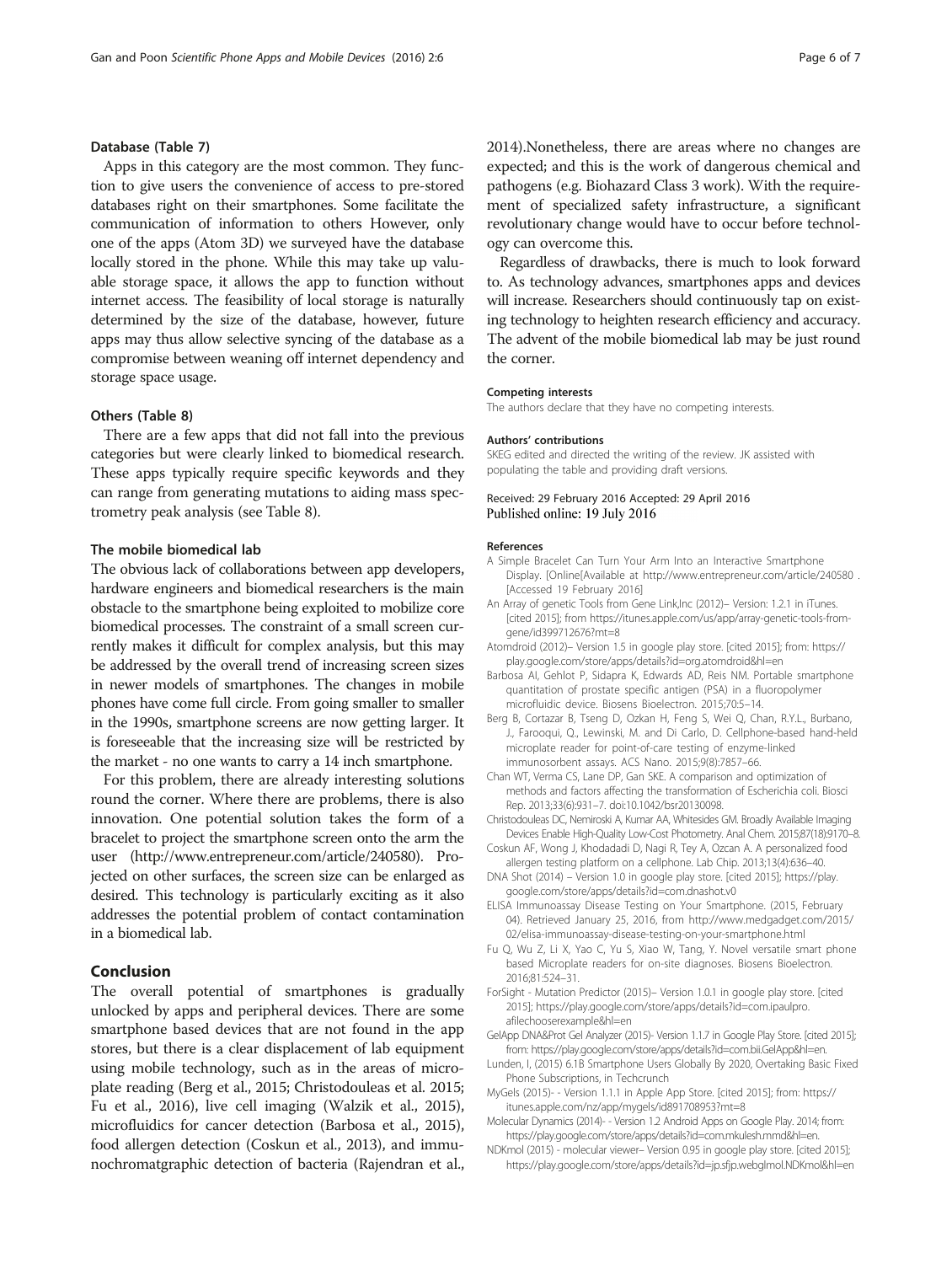### Database (Table 7)

Apps in this category are the most common. They function to give users the convenience of access to pre-stored databases right on their smartphones. Some facilitate the communication of information to others However, only one of the apps (Atom 3D) we surveyed have the database locally stored in the phone. While this may take up valuable storage space, it allows the app to function without internet access. The feasibility of local storage is naturally determined by the size of the database, however, future apps may thus allow selective syncing of the database as a compromise between weaning off internet dependency and storage space usage.

### Others (Table 8)

There are a few apps that did not fall into the previous categories but were clearly linked to biomedical research. These apps typically require specific keywords and they can range from generating mutations to aiding mass spectrometry peak analysis (see Table 8).

### The mobile biomedical lab

The obvious lack of collaborations between app developers, hardware engineers and biomedical researchers is the main obstacle to the smartphone being exploited to mobilize core biomedical processes. The constraint of a small screen currently makes it difficult for complex analysis, but this may be addressed by the overall trend of increasing screen sizes in newer models of smartphones. The changes in mobile phones have come full circle. From going smaller to smaller in the 1990s, smartphone screens are now getting larger. It is foreseeable that the increasing size will be restricted by the market - no one wants to carry a 14 inch smartphone.

For this problem, there are already interesting solutions round the corner. Where there are problems, there is also innovation. One potential solution takes the form of a bracelet to project the smartphone screen onto the arm the user (http://www.entrepreneur.com/article/240580). Projected on other surfaces, the screen size can be enlarged as desired. This technology is particularly exciting as it also addresses the potential problem of contact contamination in a biomedical lab.

## Conclusion

The overall potential of smartphones is gradually unlocked by apps and peripheral devices. There are some smartphone based devices that are not found in the app stores, but there is a clear displacement of lab equipment using mobile technology, such as in the areas of microplate reading (Berg et al., 2015; Christodouleas et al. 2015; Fu et al., 2016), live cell imaging (Walzik et al., 2015), microfluidics for cancer detection (Barbosa et al., 2015), food allergen detection (Coskun et al., 2013), and immunochromatgraphic detection of bacteria (Rajendran et al., 2014).Nonetheless, there are areas where no changes are expected; and this is the work of dangerous chemical and pathogens (e.g. Biohazard Class 3 work). With the requirement of specialized safety infrastructure, a significant revolutionary change would have to occur before technology can overcome this.

Regardless of drawbacks, there is much to look forward to. As technology advances, smartphones apps and devices will increase. Researchers should continuously tap on existing technology to heighten research efficiency and accuracy. The advent of the mobile biomedical lab may be just round the corner.

#### Competing interests

The authors declare that they have no competing interests.

#### Authors' contributions

SKEG edited and directed the writing of the review. JK assisted with populating the table and providing draft versions.

Received: 29 February 2016 Accepted: 29 April 2016
Published online: 19 July 2016

#### References

A Simple Bracelet Can Turn Your Arm Into an Interactive Smartphone Display. [Online[Available at http://www.entrepreneur.com/article/240580 . [Accessed 19 February 2016]

An Array of genetic Tools from Gene Link,Inc (2012)– Version: 1.2.1 in iTunes. [cited 2015]; from https://itunes.apple.com/us/app/array-genetic-tools-from-gene/id399712676?mt=8

Atomdroid (2012)– Version 1.5 in google play store. [cited 2015]; from: https://play.google.com/store/apps/details?id=org.atomdroid&hl=en

Barbosa AI, Gehlot P, Sidapra K, Edwards AD, Reis NM. Portable smartphone quantitation of prostate specific antigen (PSA) in a fluoropolymer microfluidic device. Biosens Bioelectron. 2015;70:5–14.

Berg B, Cortazar B, Tseng D, Ozkan H, Feng S, Wei Q, Chan, R.Y.L., Burbano, J., Farooqui, Q., Lewinski, M. and Di Carlo, D. Cellphone-based hand-held microplate reader for point-of-care testing of enzyme-linked immunosorbent assays. ACS Nano. 2015;9(8):7857–66.

Chan WT, Verma CS, Lane DP, Gan SKE. A comparison and optimization of methods and factors affecting the transformation of Escherichia coli. Biosci Rep. 2013;33(6):931–7. doi:10.1042/bsr20130098.

Christodouleas DC, Nemiroski A, Kumar AA, Whitesides GM. Broadly Available Imaging Devices Enable High-Quality Low-Cost Photometry. Anal Chem. 2015;87(18):9170–8.

Coskun AF, Wong J, Khodadadi D, Nagi R, Tey A, Ozcan A. A personalized food allergen testing platform on a cellphone. Lab Chip. 2013;13(4):636–40.

DNA Shot (2014) – Version 1.0 in google play store. [cited 2015]; https://play.google.com/store/apps/details?id=com.dnashot.v0

ELISA Immunoassay Disease Testing on Your Smartphone. (2015, February 04). Retrieved January 25, 2016, from http://www.medgadget.com/2015/02/elisa-immunoassay-disease-testing-on-your-smartphone.html

Fu Q, Wu Z, Li X, Yao C, Yu S, Xiao W, Tang, Y. Novel versatile smart phone based Microplate readers for on-site diagnoses. Biosens Bioelectron. 2016;81:524–31.

ForSight - Mutation Predictor (2015)– Version 1.0.1 in google play store. [cited 2015]; https://play.google.com/store/apps/details?id=com.ipaulpro.afilechooserexample&hl=en

GelApp DNA&Prot Gel Analyzer (2015)- Version 1.1.7 in Google Play Store. [cited 2015]; from: https://play.google.com/store/apps/details?id=com.bii.GelApp&hl=en.

Lunden, I, (2015) 6.1B Smartphone Users Globally By 2020, Overtaking Basic Fixed Phone Subscriptions, in Techcrunch

MyGels (2015)- - Version 1.1.1 in Apple App Store. [cited 2015]; from: https://itunes.apple.com/nz/app/mygels/id891708953?mt=8

Molecular Dynamics (2014)- - Version 1.2 Android Apps on Google Play. 2014; from: https://play.google.com/store/apps/details?id=com.mkulesh.mmd&hl=en.

NDKmol (2015) - molecular viewer– Version 0.95 in google play store. [cited 2015]; https://play.google.com/store/apps/details?id=jp.sfjp.webglmol.NDKmol&hl=en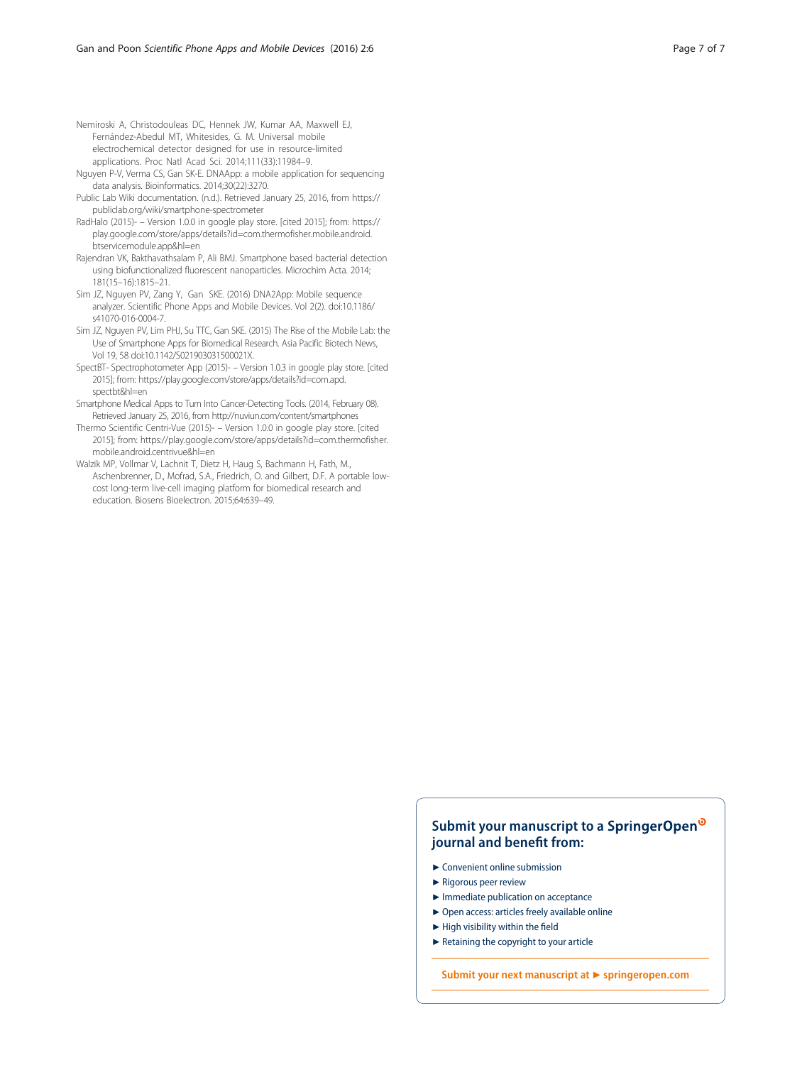Nemiroski A, Christodouleas DC, Hennek JW, Kumar AA, Maxwell EJ, Fernández-Abedul MT, Whitesides, G. M. Universal mobile electrochemical detector designed for use in resource-limited applications. Proc Natl Acad Sci. 2014;111(33):11984–9.

Nguyen P-V, Verma CS, Gan SK-E. DNAApp: a mobile application for sequencing data analysis. Bioinformatics. 2014;30(22):3270.

Public Lab Wiki documentation. (n.d.). Retrieved January 25, 2016, from https://publiclab.org/wiki/smartphone-spectrometer

RadHalo (2015)- – Version 1.0.0 in google play store. [cited 2015]; from: https://play.google.com/store/apps/details?id=com.thermofisher.mobile.android.btservicemodule.app&hl=en

Rajendran VK, Bakthavathsalam P, Ali BMJ. Smartphone based bacterial detection using biofunctionalized fluorescent nanoparticles. Microchim Acta. 2014; 181(15–16):1815–21.

Sim JZ, Nguyen PV, Zang Y, Gan SKE. (2016) DNA2App: Mobile sequence analyzer. Scientific Phone Apps and Mobile Devices. Vol 2(2). doi:10.1186/s41070-016-0004-7.

Sim JZ, Nguyen PV, Lim PHJ, Su TTC, Gan SKE. (2015) The Rise of the Mobile Lab: the Use of Smartphone Apps for Biomedical Research. Asia Pacific Biotech News, Vol 19, 58 doi:10.1142/S021903031500021X.

SpectBT- Spectrophotometer App (2015)- – Version 1.0.3 in google play store. [cited 2015]; from: https://play.google.com/store/apps/details?id=com.apd.spectbt&hl=en

Smartphone Medical Apps to Turn Into Cancer-Detecting Tools. (2014, February 08). Retrieved January 25, 2016, from http://nuviun.com/content/smartphones

Thermo Scientific Centri-Vue (2015)- – Version 1.0.0 in google play store. [cited 2015]; from: https://play.google.com/store/apps/details?id=com.thermofisher.mobile.android.centrivue&hl=en

Walzik MP, Vollmar V, Lachnit T, Dietz H, Haug S, Bachmann H, Fath, M., Aschenbrenner, D., Mofrad, S.A., Friedrich, O. and Gilbert, D.F. A portable low-cost long-term live-cell imaging platform for biomedical research and education. Biosens Bioelectron. 2015;64:639–49.

**Submit your manuscript to a SpringerOpen journal and benefit from:**

- ► Convenient online submission
- ► Rigorous peer review
- ► Immediate publication on acceptance
- ► Open access: articles freely available online
- ► High visibility within the field
- ► Retaining the copyright to your article

**Submit your next manuscript at ► springeropen.com**